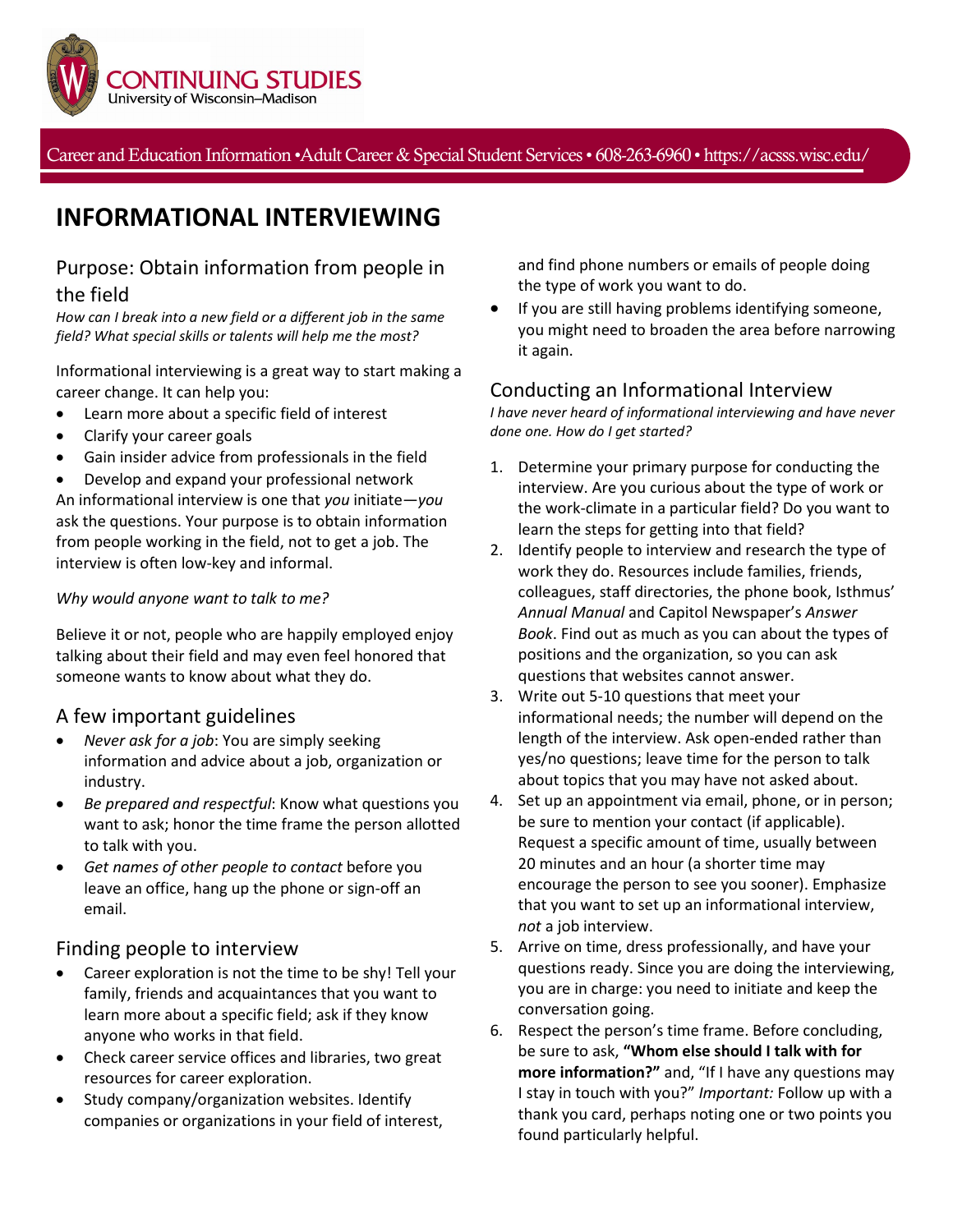CONTINUING STUDIES
University of Wisconsin–Madison

Career and Education Information • Adult Career & Special Student Services • 608-263-6960 • https://acsss.wisc.edu/

# INFORMATIONAL INTERVIEWING

## Purpose: Obtain information from people in the field

*How can I break into a new field or a different job in the same field? What special skills or talents will help me the most?*

Informational interviewing is a great way to start making a career change. It can help you:

- Learn more about a specific field of interest
- Clarify your career goals
- Gain insider advice from professionals in the field
- Develop and expand your professional network

An informational interview is one that *you* initiate—*you* ask the questions. Your purpose is to obtain information from people working in the field, not to get a job. The interview is often low-key and informal.

*Why would anyone want to talk to me?*

Believe it or not, people who are happily employed enjoy talking about their field and may even feel honored that someone wants to know about what they do.

## A few important guidelines

- *Never ask for a job*: You are simply seeking information and advice about a job, organization or industry.
- *Be prepared and respectful*: Know what questions you want to ask; honor the time frame the person allotted to talk with you.
- *Get names of other people to contact* before you leave an office, hang up the phone or sign-off an email.

## Finding people to interview

- Career exploration is not the time to be shy! Tell your family, friends and acquaintances that you want to learn more about a specific field; ask if they know anyone who works in that field.
- Check career service offices and libraries, two great resources for career exploration.
- Study company/organization websites. Identify companies or organizations in your field of interest, and find phone numbers or emails of people doing the type of work you want to do.
- If you are still having problems identifying someone, you might need to broaden the area before narrowing it again.

## Conducting an Informational Interview

*I have never heard of informational interviewing and have never done one. How do I get started?*

1. Determine your primary purpose for conducting the interview. Are you curious about the type of work or the work-climate in a particular field? Do you want to learn the steps for getting into that field?
2. Identify people to interview and research the type of work they do. Resources include families, friends, colleagues, staff directories, the phone book, Isthmus' *Annual Manual* and Capitol Newspaper's *Answer Book*. Find out as much as you can about the types of positions and the organization, so you can ask questions that websites cannot answer.
3. Write out 5-10 questions that meet your informational needs; the number will depend on the length of the interview. Ask open-ended rather than yes/no questions; leave time for the person to talk about topics that you may have not asked about.
4. Set up an appointment via email, phone, or in person; be sure to mention your contact (if applicable). Request a specific amount of time, usually between 20 minutes and an hour (a shorter time may encourage the person to see you sooner). Emphasize that you want to set up an informational interview, *not* a job interview.
5. Arrive on time, dress professionally, and have your questions ready. Since you are doing the interviewing, you are in charge: you need to initiate and keep the conversation going.
6. Respect the person's time frame. Before concluding, be sure to ask, **"Whom else should I talk with for more information?"** and, "If I have any questions may I stay in touch with you?" *Important:* Follow up with a thank you card, perhaps noting one or two points you found particularly helpful.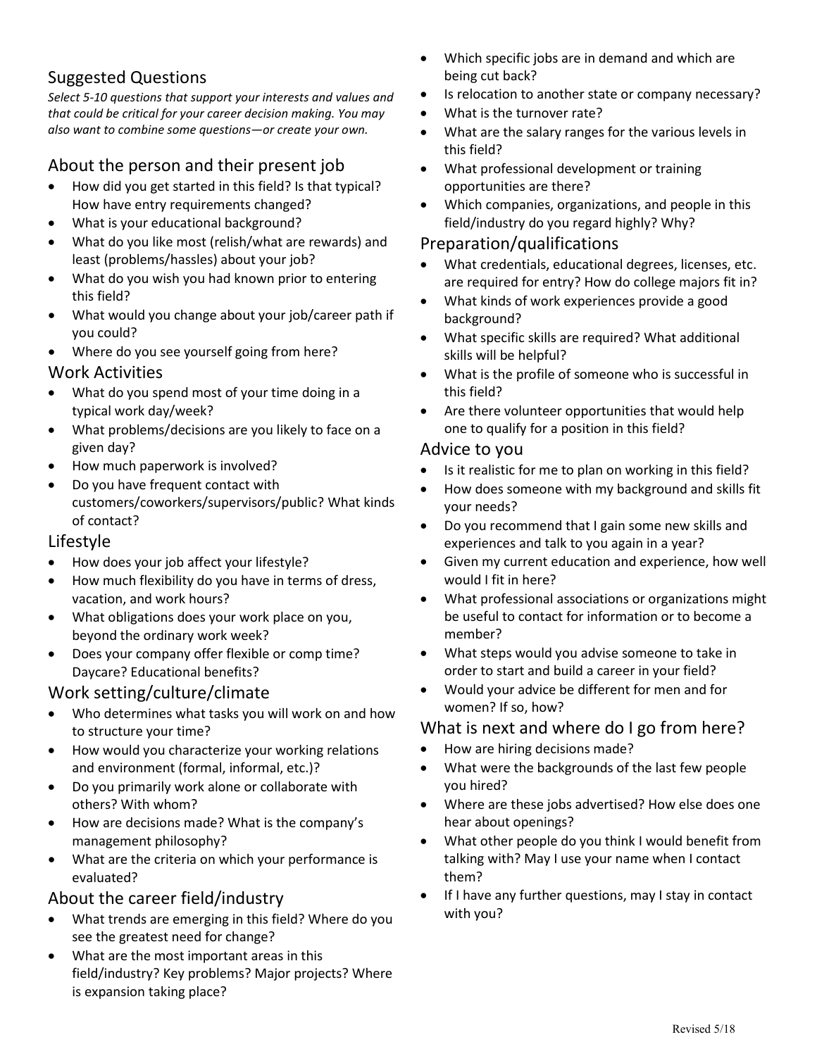## Suggested Questions

*Select 5-10 questions that support your interests and values and that could be critical for your career decision making. You may also want to combine some questions—or create your own.*

### About the person and their present job

- How did you get started in this field? Is that typical? How have entry requirements changed?
- What is your educational background?
- What do you like most (relish/what are rewards) and least (problems/hassles) about your job?
- What do you wish you had known prior to entering this field?
- What would you change about your job/career path if you could?
- Where do you see yourself going from here?

### Work Activities

- What do you spend most of your time doing in a typical work day/week?
- What problems/decisions are you likely to face on a given day?
- How much paperwork is involved?
- Do you have frequent contact with customers/coworkers/supervisors/public? What kinds of contact?

### Lifestyle

- How does your job affect your lifestyle?
- How much flexibility do you have in terms of dress, vacation, and work hours?
- What obligations does your work place on you, beyond the ordinary work week?
- Does your company offer flexible or comp time? Daycare? Educational benefits?

### Work setting/culture/climate

- Who determines what tasks you will work on and how to structure your time?
- How would you characterize your working relations and environment (formal, informal, etc.)?
- Do you primarily work alone or collaborate with others? With whom?
- How are decisions made? What is the company's management philosophy?
- What are the criteria on which your performance is evaluated?

### About the career field/industry

- What trends are emerging in this field? Where do you see the greatest need for change?
- What are the most important areas in this field/industry? Key problems? Major projects? Where is expansion taking place?
- Which specific jobs are in demand and which are being cut back?
- Is relocation to another state or company necessary?
- What is the turnover rate?
- What are the salary ranges for the various levels in this field?
- What professional development or training opportunities are there?
- Which companies, organizations, and people in this field/industry do you regard highly? Why?

### Preparation/qualifications

- What credentials, educational degrees, licenses, etc. are required for entry? How do college majors fit in?
- What kinds of work experiences provide a good background?
- What specific skills are required? What additional skills will be helpful?
- What is the profile of someone who is successful in this field?
- Are there volunteer opportunities that would help one to qualify for a position in this field?

### Advice to you

- Is it realistic for me to plan on working in this field?
- How does someone with my background and skills fit your needs?
- Do you recommend that I gain some new skills and experiences and talk to you again in a year?
- Given my current education and experience, how well would I fit in here?
- What professional associations or organizations might be useful to contact for information or to become a member?
- What steps would you advise someone to take in order to start and build a career in your field?
- Would your advice be different for men and for women? If so, how?

### What is next and where do I go from here?

- How are hiring decisions made?
- What were the backgrounds of the last few people you hired?
- Where are these jobs advertised? How else does one hear about openings?
- What other people do you think I would benefit from talking with? May I use your name when I contact them?
- If I have any further questions, may I stay in contact with you?

Revised 5/18